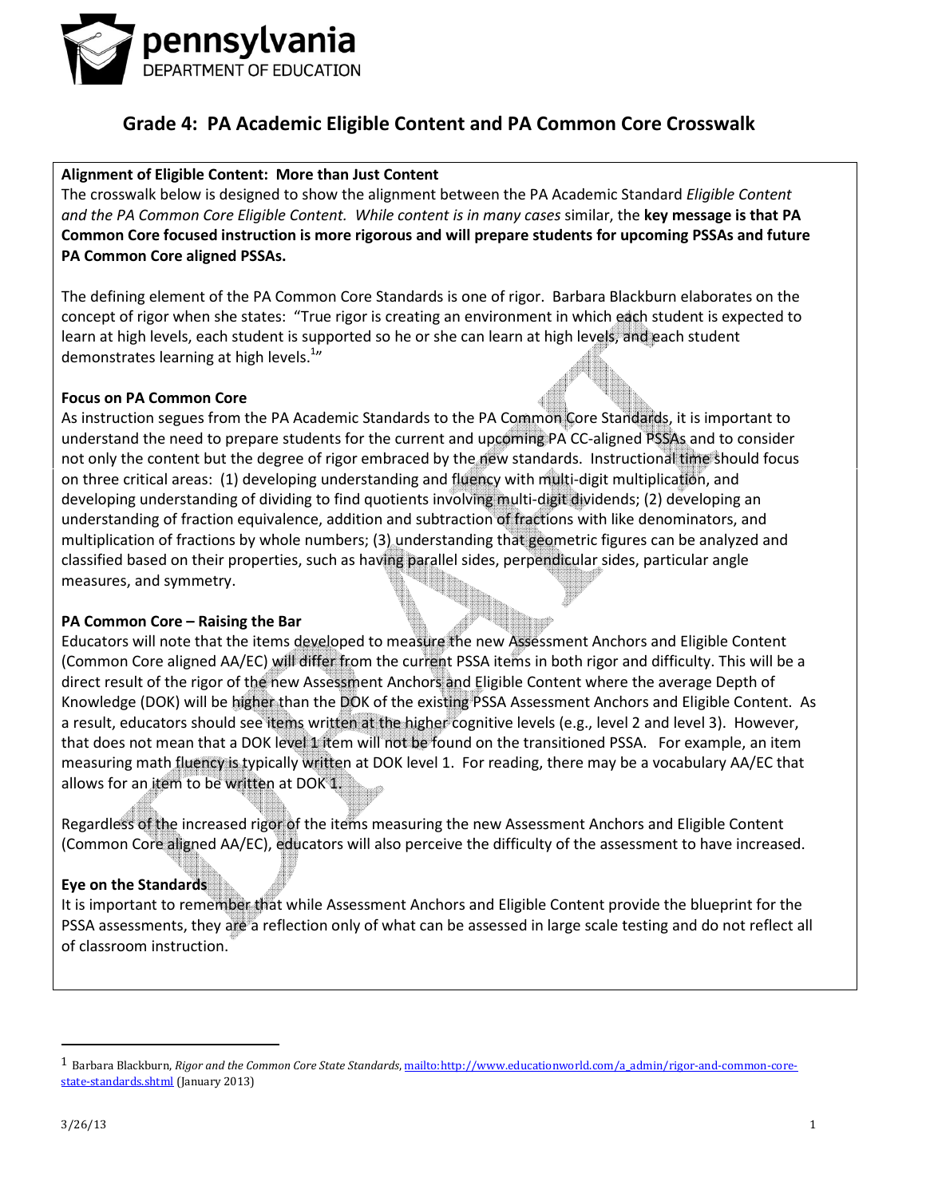pennsylvania
DEPARTMENT OF EDUCATION

# Grade 4: PA Academic Eligible Content and PA Common Core Crosswalk

**Alignment of Eligible Content: More than Just Content**
The crosswalk below is designed to show the alignment between the PA Academic Standard *Eligible Content and the PA Common Core Eligible Content. While content is in many cases* similar, the **key message is that PA Common Core focused instruction is more rigorous and will prepare students for upcoming PSSAs and future PA Common Core aligned PSSAs.**

The defining element of the PA Common Core Standards is one of rigor. Barbara Blackburn elaborates on the concept of rigor when she states: "True rigor is creating an environment in which each student is expected to learn at high levels, each student is supported so he or she can learn at high levels, and each student demonstrates learning at high levels.[1]"

**Focus on PA Common Core**
As instruction segues from the PA Academic Standards to the PA Common Core Standards, it is important to understand the need to prepare students for the current and upcoming PA CC-aligned PSSAs and to consider not only the content but the degree of rigor embraced by the new standards. Instructional time should focus on three critical areas: (1) developing understanding and fluency with multi-digit multiplication, and developing understanding of dividing to find quotients involving multi-digit dividends; (2) developing an understanding of fraction equivalence, addition and subtraction of fractions with like denominators, and multiplication of fractions by whole numbers; (3) understanding that geometric figures can be analyzed and classified based on their properties, such as having parallel sides, perpendicular sides, particular angle measures, and symmetry.

**PA Common Core – Raising the Bar**
Educators will note that the items developed to measure the new Assessment Anchors and Eligible Content (Common Core aligned AA/EC) will differ from the current PSSA items in both rigor and difficulty. This will be a direct result of the rigor of the new Assessment Anchors and Eligible Content where the average Depth of Knowledge (DOK) will be higher than the DOK of the existing PSSA Assessment Anchors and Eligible Content. As a result, educators should see items written at the higher cognitive levels (e.g., level 2 and level 3). However, that does not mean that a DOK level 1 item will not be found on the transitioned PSSA. For example, an item measuring math fluency is typically written at DOK level 1. For reading, there may be a vocabulary AA/EC that allows for an item to be written at DOK 1.

Regardless of the increased rigor of the items measuring the new Assessment Anchors and Eligible Content (Common Core aligned AA/EC), educators will also perceive the difficulty of the assessment to have increased.

**Eye on the Standards**
It is important to remember that while Assessment Anchors and Eligible Content provide the blueprint for the PSSA assessments, they are a reflection only of what can be assessed in large scale testing and do not reflect all of classroom instruction.

---

[1] Barbara Blackburn, *Rigor and the Common Core State Standards*, mailto:http://www.educationworld.com/a_admin/rigor-and-common-core-state-standards.shtml (January 2013)

3/26/13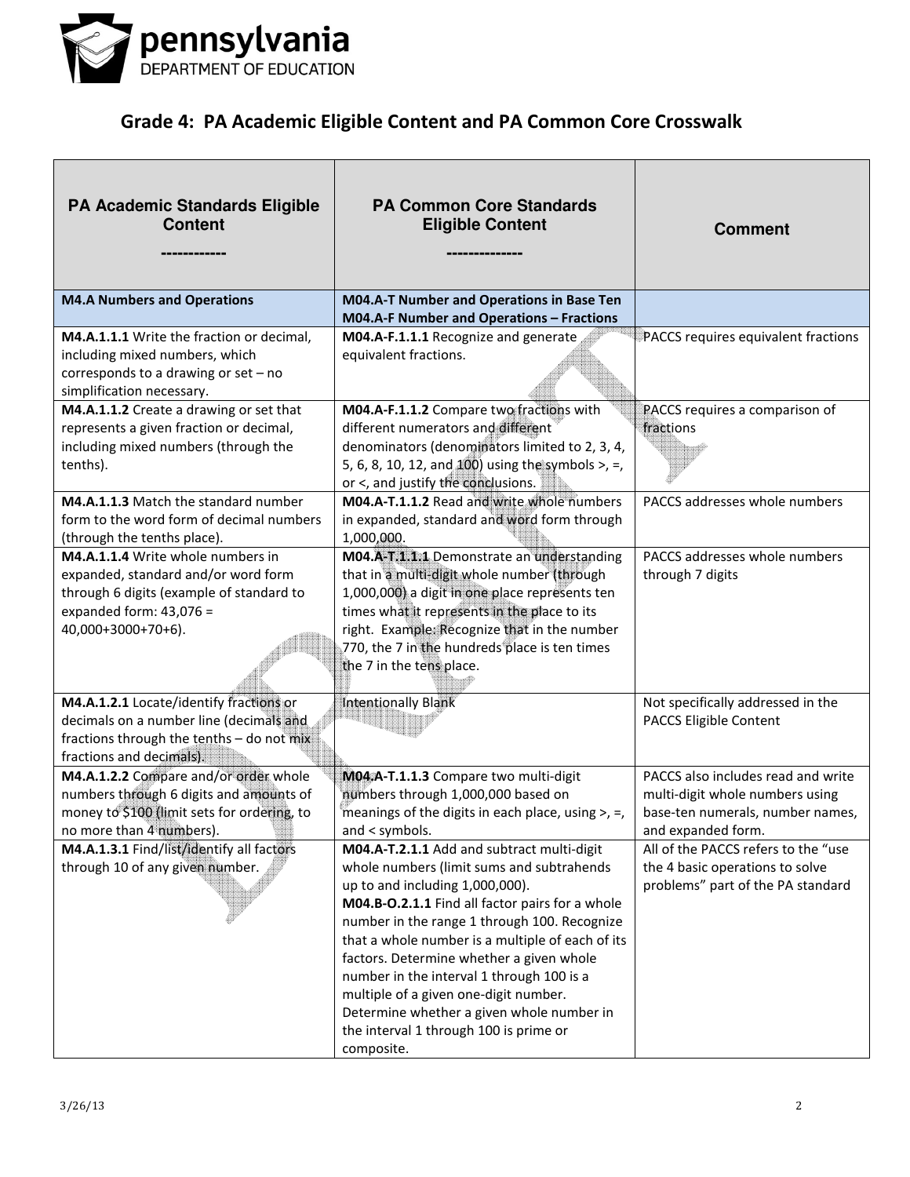## Grade 4: PA Academic Eligible Content and PA Common Core Crosswalk

| PA Academic Standards Eligible Content<br>------------ | PA Common Core Standards Eligible Content<br>-------------- | Comment |
|---|---|---|
| **M4.A Numbers and Operations** | **M04.A-T Number and Operations in Base Ten**<br>**M04.A-F Number and Operations – Fractions** | |
| **M4.A.1.1.1** Write the fraction or decimal, including mixed numbers, which corresponds to a drawing or set – no simplification necessary. | **M04.A-F.1.1.1** Recognize and generate equivalent fractions. | PACCS requires equivalent fractions |
| **M4.A.1.1.2** Create a drawing or set that represents a given fraction or decimal, including mixed numbers (through the tenths). | **M04.A-F.1.1.2** Compare two fractions with different numerators and different denominators (denominators limited to 2, 3, 4, 5, 6, 8, 10, 12, and 100) using the symbols >, =, or <, and justify the conclusions. | PACCS requires a comparison of fractions |
| **M4.A.1.1.3** Match the standard number form to the word form of decimal numbers (through the tenths place). | **M04.A-T.1.1.2** Read and write whole numbers in expanded, standard and word form through 1,000,000. | PACCS addresses whole numbers |
| **M4.A.1.1.4** Write whole numbers in expanded, standard and/or word form through 6 digits (example of standard to expanded form: 43,076 = 40,000+3000+70+6). | **M04.A-T.1.1.1** Demonstrate an understanding that in a multi-digit whole number (through 1,000,000) a digit in one place represents ten times what it represents in the place to its right. Example: Recognize that in the number 770, the 7 in the hundreds place is ten times the 7 in the tens place. | PACCS addresses whole numbers through 7 digits |
| **M4.A.1.2.1** Locate/identify fractions or decimals on a number line (decimals and fractions through the tenths – do not mix fractions and decimals). | Intentionally Blank | Not specifically addressed in the PACCS Eligible Content |
| **M4.A.1.2.2** Compare and/or order whole numbers through 6 digits and amounts of money to $100 (limit sets for ordering, to no more than 4 numbers). | **M04.A-T.1.1.3** Compare two multi-digit numbers through 1,000,000 based on meanings of the digits in each place, using >, =, and < symbols. | PACCS also includes read and write multi-digit whole numbers using base-ten numerals, number names, and expanded form. |
| **M4.A.1.3.1** Find/list/identify all factors through 10 of any given number. | **M04.A-T.2.1.1** Add and subtract multi-digit whole numbers (limit sums and subtrahends up to and including 1,000,000).<br>**M04.B-O.2.1.1** Find all factor pairs for a whole number in the range 1 through 100. Recognize that a whole number is a multiple of each of its factors. Determine whether a given whole number in the interval 1 through 100 is a multiple of a given one-digit number. Determine whether a given whole number in the interval 1 through 100 is prime or composite. | All of the PACCS refers to the "use the 4 basic operations to solve problems" part of the PA standard |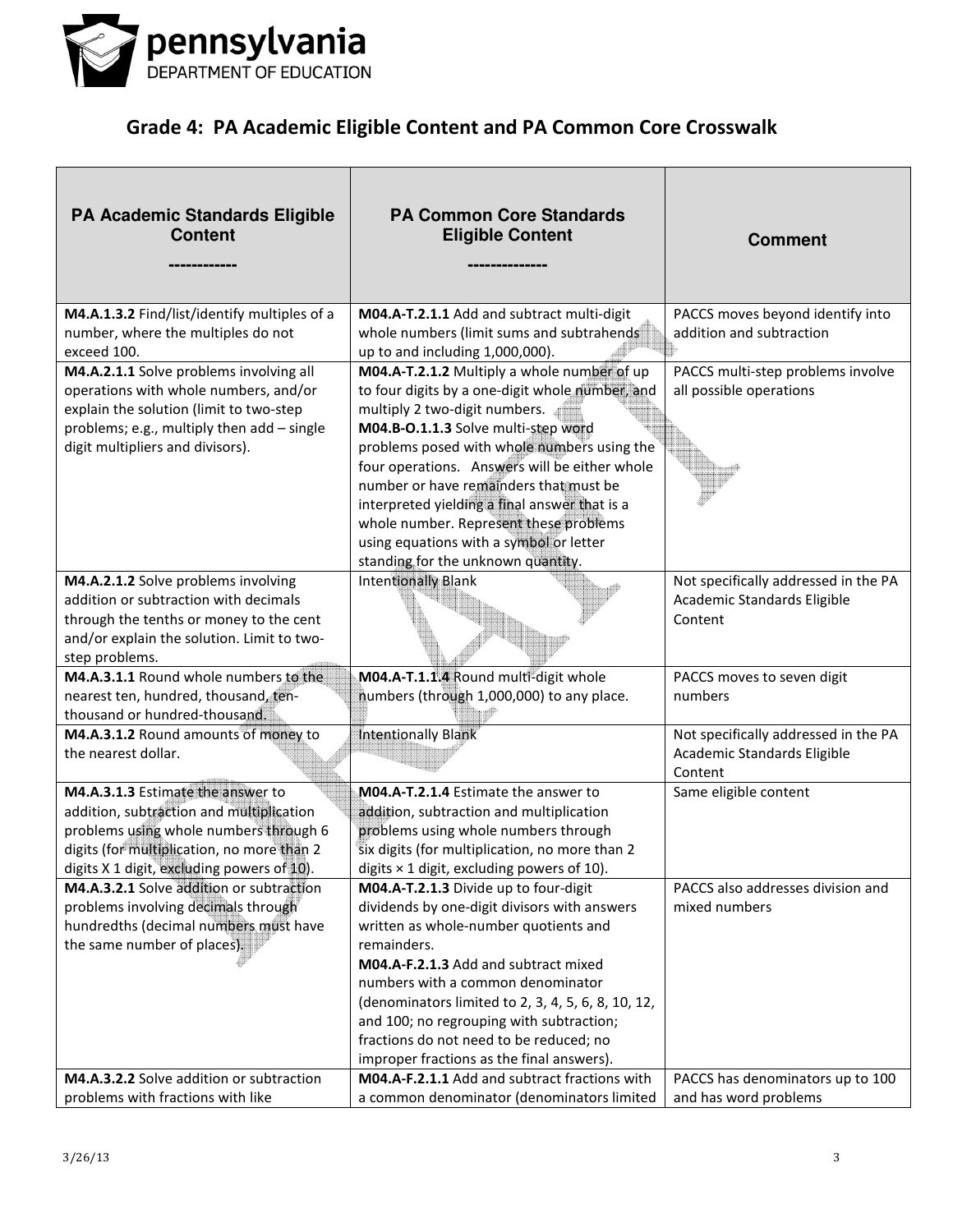## Grade 4: PA Academic Eligible Content and PA Common Core Crosswalk

| PA Academic Standards Eligible Content ------------ | PA Common Core Standards Eligible Content -------------- | Comment |
|---|---|---|
| **M4.A.1.3.2** Find/list/identify multiples of a number, where the multiples do not exceed 100. | **M04.A-T.2.1.1** Add and subtract multi-digit whole numbers (limit sums and subtrahends up to and including 1,000,000). | PACCS moves beyond identify into addition and subtraction |
| **M4.A.2.1.1** Solve problems involving all operations with whole numbers, and/or explain the solution (limit to two-step problems; e.g., multiply then add – single digit multipliers and divisors). | **M04.A-T.2.1.2** Multiply a whole number of up to four digits by a one-digit whole number, and multiply 2 two-digit numbers.<br>**M04.B-O.1.1.3** Solve multi-step word problems posed with whole numbers using the four operations. Answers will be either whole number or have remainders that must be interpreted yielding a final answer that is a whole number. Represent these problems using equations with a symbol or letter standing for the unknown quantity. | PACCS multi-step problems involve all possible operations |
| **M4.A.2.1.2** Solve problems involving addition or subtraction with decimals through the tenths or money to the cent and/or explain the solution. Limit to two-step problems. | Intentionally Blank | Not specifically addressed in the PA Academic Standards Eligible Content |
| **M4.A.3.1.1** Round whole numbers to the nearest ten, hundred, thousand, ten-thousand or hundred-thousand. | **M04.A-T.1.1.4** Round multi-digit whole numbers (through 1,000,000) to any place. | PACCS moves to seven digit numbers |
| **M4.A.3.1.2** Round amounts of money to the nearest dollar. | Intentionally Blank | Not specifically addressed in the PA Academic Standards Eligible Content |
| **M4.A.3.1.3** Estimate the answer to addition, subtraction and multiplication problems using whole numbers through 6 digits (for multiplication, no more than 2 digits X 1 digit, excluding powers of 10). | **M04.A-T.2.1.4** Estimate the answer to addition, subtraction and multiplication problems using whole numbers through six digits (for multiplication, no more than 2 digits × 1 digit, excluding powers of 10). | Same eligible content |
| **M4.A.3.2.1** Solve addition or subtraction problems involving decimals through hundredths (decimal numbers must have the same number of places). | **M04.A-T.2.1.3** Divide up to four-digit dividends by one-digit divisors with answers written as whole-number quotients and remainders.<br>**M04.A-F.2.1.3** Add and subtract mixed numbers with a common denominator (denominators limited to 2, 3, 4, 5, 6, 8, 10, 12, and 100; no regrouping with subtraction; fractions do not need to be reduced; no improper fractions as the final answers). | PACCS also addresses division and mixed numbers |
| **M4.A.3.2.2** Solve addition or subtraction problems with fractions with like | **M04.A-F.2.1.1** Add and subtract fractions with a common denominator (denominators limited | PACCS has denominators up to 100 and has word problems |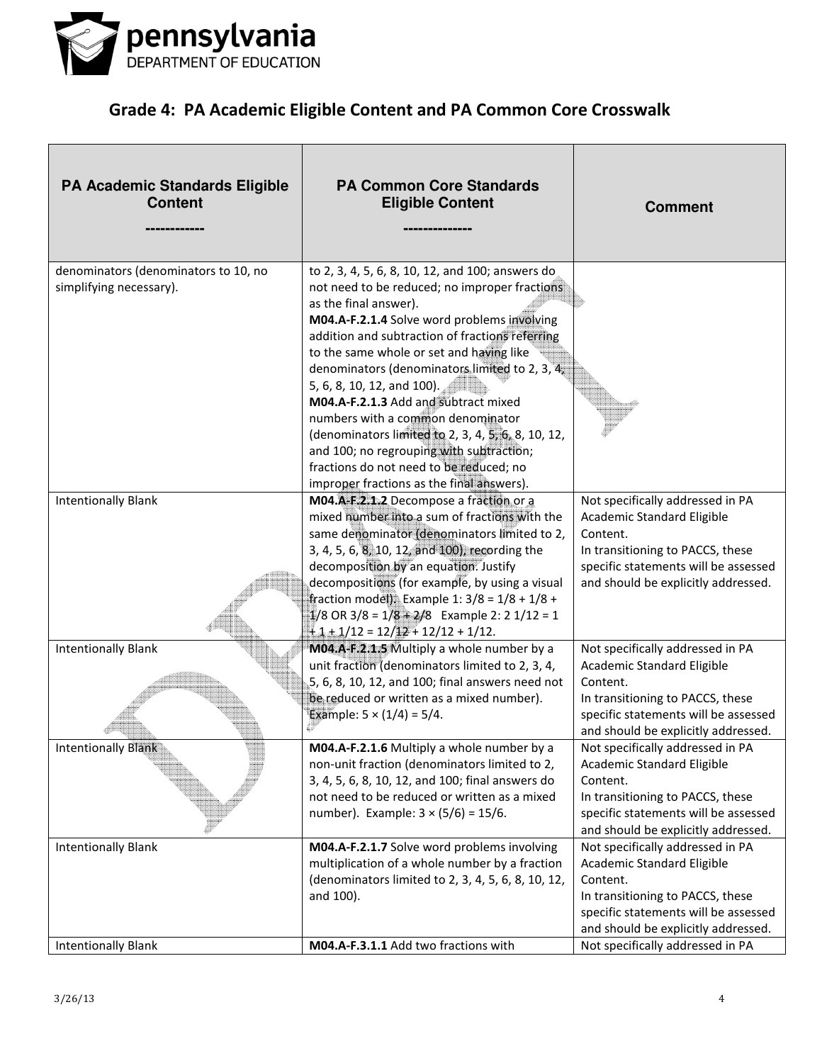## Grade 4: PA Academic Eligible Content and PA Common Core Crosswalk

| PA Academic Standards Eligible Content ------------ | PA Common Core Standards Eligible Content -------------- | Comment |
|---|---|---|
| denominators (denominators to 10, no simplifying necessary). | to 2, 3, 4, 5, 6, 8, 10, 12, and 100; answers do not need to be reduced; no improper fractions as the final answer).<br>**M04.A-F.2.1.4** Solve word problems involving addition and subtraction of fractions referring to the same whole or set and having like denominators (denominators limited to 2, 3, 4, 5, 6, 8, 10, 12, and 100).<br>**M04.A-F.2.1.3** Add and subtract mixed numbers with a common denominator (denominators limited to 2, 3, 4, 5, 6, 8, 10, 12, and 100; no regrouping with subtraction; fractions do not need to be reduced; no improper fractions as the final answers). | |
| Intentionally Blank | **M04.A-F.2.1.2** Decompose a fraction or a mixed number into a sum of fractions with the same denominator (denominators limited to 2, 3, 4, 5, 6, 8, 10, 12, and 100), recording the decomposition by an equation. Justify decompositions (for example, by using a visual fraction model). Example 1: $3/8 = 1/8 + 1/8 + 1/8$ OR $3/8 = 1/8 + 2/8$ Example 2: $2\ 1/12 = 1 + 1 + 1/12 = 12/12 + 12/12 + 1/12$. | Not specifically addressed in PA Academic Standard Eligible Content.<br>In transitioning to PACCS, these specific statements will be assessed and should be explicitly addressed. |
| Intentionally Blank | **M04.A-F.2.1.5** Multiply a whole number by a unit fraction (denominators limited to 2, 3, 4, 5, 6, 8, 10, 12, and 100; final answers need not be reduced or written as a mixed number). Example: $5 \times (1/4) = 5/4$. | Not specifically addressed in PA Academic Standard Eligible Content.<br>In transitioning to PACCS, these specific statements will be assessed and should be explicitly addressed. |
| Intentionally Blank | **M04.A-F.2.1.6** Multiply a whole number by a non-unit fraction (denominators limited to 2, 3, 4, 5, 6, 8, 10, 12, and 100; final answers do not need to be reduced or written as a mixed number). Example: $3 \times (5/6) = 15/6$. | Not specifically addressed in PA Academic Standard Eligible Content.<br>In transitioning to PACCS, these specific statements will be assessed and should be explicitly addressed. |
| Intentionally Blank | **M04.A-F.2.1.7** Solve word problems involving multiplication of a whole number by a fraction (denominators limited to 2, 3, 4, 5, 6, 8, 10, 12, and 100). | Not specifically addressed in PA Academic Standard Eligible Content.<br>In transitioning to PACCS, these specific statements will be assessed and should be explicitly addressed. |
| Intentionally Blank | **M04.A-F.3.1.1** Add two fractions with | Not specifically addressed in PA |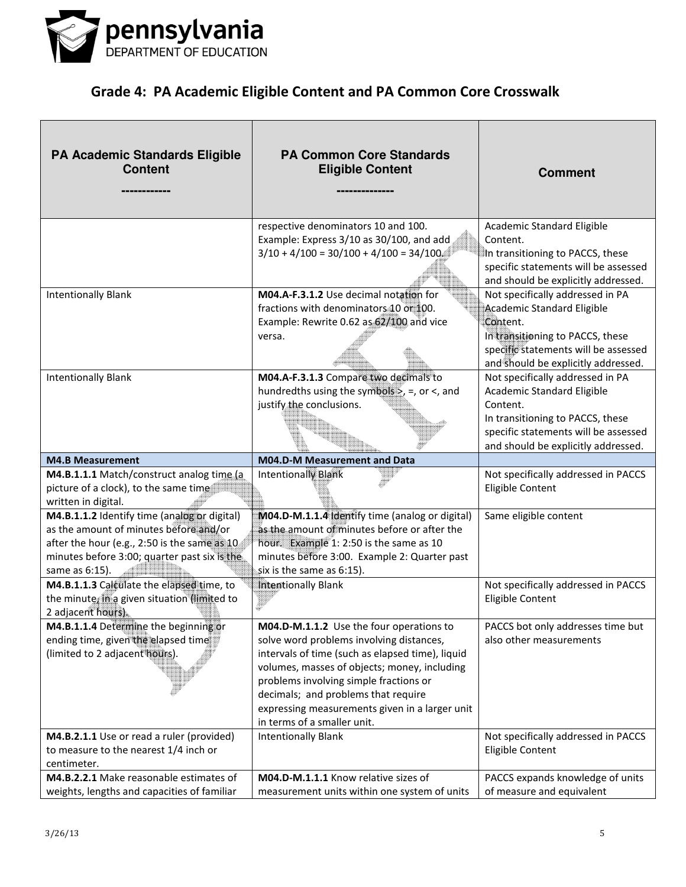# Grade 4: PA Academic Eligible Content and PA Common Core Crosswalk

| PA Academic Standards Eligible Content ------------ | PA Common Core Standards Eligible Content -------------- | Comment |
|---|---|---|
| | respective denominators 10 and 100. Example: Express 3/10 as 30/100, and add 3/10 + 4/100 = 30/100 + 4/100 = 34/100. | Academic Standard Eligible Content. In transitioning to PACCS, these specific statements will be assessed and should be explicitly addressed. |
| Intentionally Blank | **M04.A-F.3.1.2** Use decimal notation for fractions with denominators 10 or 100. Example: Rewrite 0.62 as 62/100 and vice versa. | Not specifically addressed in PA Academic Standard Eligible Content. In transitioning to PACCS, these specific statements will be assessed and should be explicitly addressed. |
| Intentionally Blank | **M04.A-F.3.1.3** Compare two decimals to hundredths using the symbols >, =, or <, and justify the conclusions. | Not specifically addressed in PA Academic Standard Eligible Content. In transitioning to PACCS, these specific statements will be assessed and should be explicitly addressed. |
| **M4.B Measurement** | **M04.D-M Measurement and Data** | |
| **M4.B.1.1.1** Match/construct analog time (a picture of a clock), to the same time written in digital. | Intentionally Blank | Not specifically addressed in PACCS Eligible Content |
| **M4.B.1.1.2** Identify time (analog or digital) as the amount of minutes before and/or after the hour (e.g., 2:50 is the same as 10 minutes before 3:00; quarter past six is the same as 6:15). | **M04.D-M.1.1.4** Identify time (analog or digital) as the amount of minutes before or after the hour. Example 1: 2:50 is the same as 10 minutes before 3:00. Example 2: Quarter past six is the same as 6:15). | Same eligible content |
| **M4.B.1.1.3** Calculate the elapsed time, to the minute, in a given situation (limited to 2 adjacent hours). | Intentionally Blank | Not specifically addressed in PACCS Eligible Content |
| **M4.B.1.1.4** Determine the beginning or ending time, given the elapsed time (limited to 2 adjacent hours). | **M04.D-M.1.1.2** Use the four operations to solve word problems involving distances, intervals of time (such as elapsed time), liquid volumes, masses of objects; money, including problems involving simple fractions or decimals; and problems that require expressing measurements given in a larger unit in terms of a smaller unit. | PACCS bot only addresses time but also other measurements |
| **M4.B.2.1.1** Use or read a ruler (provided) to measure to the nearest 1/4 inch or centimeter. | Intentionally Blank | Not specifically addressed in PACCS Eligible Content |
| **M4.B.2.2.1** Make reasonable estimates of weights, lengths and capacities of familiar | **M04.D-M.1.1.1** Know relative sizes of measurement units within one system of units | PACCS expands knowledge of units of measure and equivalent |

3/26/13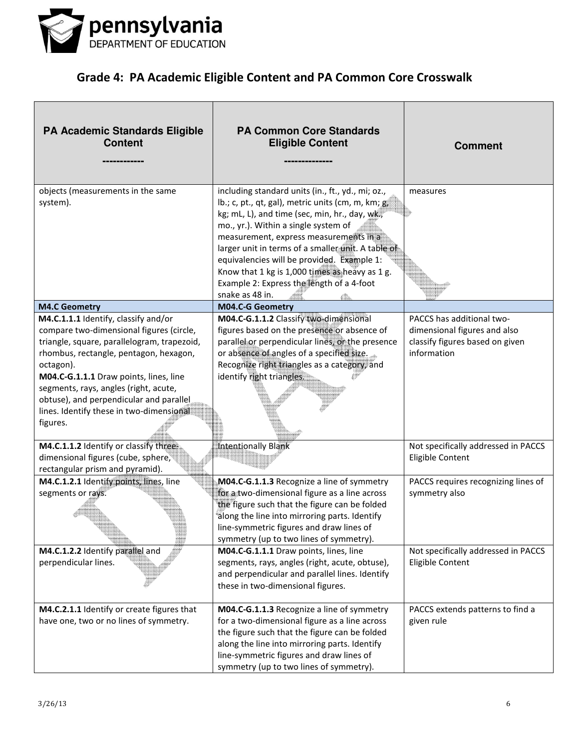## Grade 4: PA Academic Eligible Content and PA Common Core Crosswalk

| PA Academic Standards Eligible Content ------------ | PA Common Core Standards Eligible Content -------------- | Comment |
|---|---|---|
| objects (measurements in the same system). | including standard units (in., ft., yd., mi; oz., lb.; c, pt., qt, gal), metric units (cm, m, km; g, kg; mL, L), and time (sec, min, hr., day, wk., mo., yr.). Within a single system of measurement, express measurements in a larger unit in terms of a smaller unit. A table of equivalencies will be provided. Example 1: Know that 1 kg is 1,000 times as heavy as 1 g. Example 2: Express the length of a 4-foot snake as 48 in. | measures |
| **M4.C Geometry** | **M04.C-G Geometry** | |
| **M4.C.1.1.1** Identify, classify and/or compare two-dimensional figures (circle, triangle, square, parallelogram, trapezoid, rhombus, rectangle, pentagon, hexagon, octagon).<br>**M04.C-G.1.1.1** Draw points, lines, line segments, rays, angles (right, acute, obtuse), and perpendicular and parallel lines. Identify these in two-dimensional figures. | **M04.C-G.1.1.2** Classify two-dimensional figures based on the presence or absence of parallel or perpendicular lines, or the presence or absence of angles of a specified size. Recognize right triangles as a category, and identify right triangles. | PACCS has additional two-dimensional figures and also classify figures based on given information |
| **M4.C.1.1.2** Identify or classify three-dimensional figures (cube, sphere, rectangular prism and pyramid). | Intentionally Blank | Not specifically addressed in PACCS Eligible Content |
| **M4.C.1.2.1** Identify points, lines, line segments or rays. | **M04.C-G.1.1.3** Recognize a line of symmetry for a two-dimensional figure as a line across the figure such that the figure can be folded along the line into mirroring parts. Identify line-symmetric figures and draw lines of symmetry (up to two lines of symmetry). | PACCS requires recognizing lines of symmetry also |
| **M4.C.1.2.2** Identify parallel and perpendicular lines. | **M04.C-G.1.1.1** Draw points, lines, line segments, rays, angles (right, acute, obtuse), and perpendicular and parallel lines. Identify these in two-dimensional figures. | Not specifically addressed in PACCS Eligible Content |
| **M4.C.2.1.1** Identify or create figures that have one, two or no lines of symmetry. | **M04.C-G.1.1.3** Recognize a line of symmetry for a two-dimensional figure as a line across the figure such that the figure can be folded along the line into mirroring parts. Identify line-symmetric figures and draw lines of symmetry (up to two lines of symmetry). | PACCS extends patterns to find a given rule |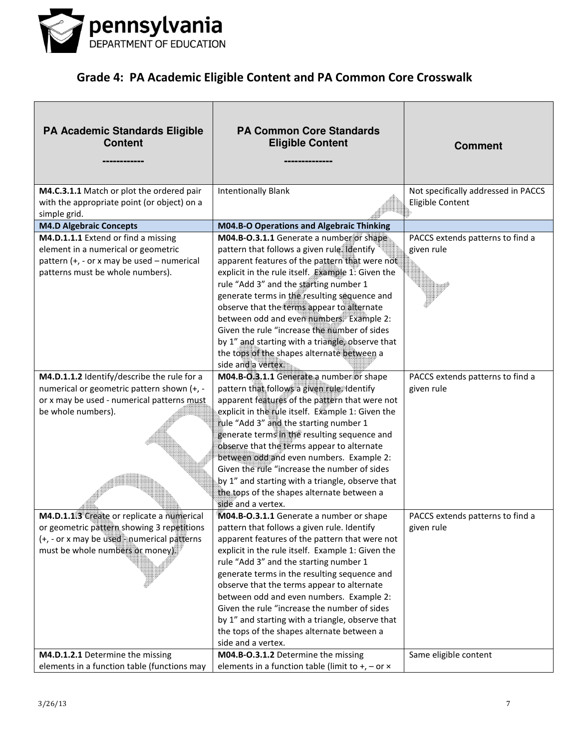# Grade 4: PA Academic Eligible Content and PA Common Core Crosswalk

| PA Academic Standards Eligible Content ------------ | PA Common Core Standards Eligible Content -------------- | Comment |
|---|---|---|
| **M4.C.3.1.1** Match or plot the ordered pair with the appropriate point (or object) on a simple grid. | Intentionally Blank | Not specifically addressed in PACCS Eligible Content |
| **M4.D Algebraic Concepts** | **M04.B-O Operations and Algebraic Thinking** | |
| **M4.D.1.1.1** Extend or find a missing element in a numerical or geometric pattern (+, - or x may be used – numerical patterns must be whole numbers). | **M04.B-O.3.1.1** Generate a number or shape pattern that follows a given rule. Identify apparent features of the pattern that were not explicit in the rule itself. Example 1: Given the rule "Add 3" and the starting number 1 generate terms in the resulting sequence and observe that the terms appear to alternate between odd and even numbers. Example 2: Given the rule "increase the number of sides by 1" and starting with a triangle, observe that the tops of the shapes alternate between a side and a vertex. | PACCS extends patterns to find a given rule |
| **M4.D.1.1.2** Identify/describe the rule for a numerical or geometric pattern shown (+, - or x may be used - numerical patterns must be whole numbers). | **M04.B-O.3.1.1** Generate a number or shape pattern that follows a given rule. Identify apparent features of the pattern that were not explicit in the rule itself. Example 1: Given the rule "Add 3" and the starting number 1 generate terms in the resulting sequence and observe that the terms appear to alternate between odd and even numbers. Example 2: Given the rule "increase the number of sides by 1" and starting with a triangle, observe that the tops of the shapes alternate between a side and a vertex. | PACCS extends patterns to find a given rule |
| **M4.D.1.1.3** Create or replicate a numerical or geometric pattern showing 3 repetitions (+, - or x may be used - numerical patterns must be whole numbers or money). | **M04.B-O.3.1.1** Generate a number or shape pattern that follows a given rule. Identify apparent features of the pattern that were not explicit in the rule itself. Example 1: Given the rule "Add 3" and the starting number 1 generate terms in the resulting sequence and observe that the terms appear to alternate between odd and even numbers. Example 2: Given the rule "increase the number of sides by 1" and starting with a triangle, observe that the tops of the shapes alternate between a side and a vertex. | PACCS extends patterns to find a given rule |
| **M4.D.1.2.1** Determine the missing elements in a function table (functions may | **M04.B-O.3.1.2** Determine the missing elements in a function table (limit to +, – or × | Same eligible content |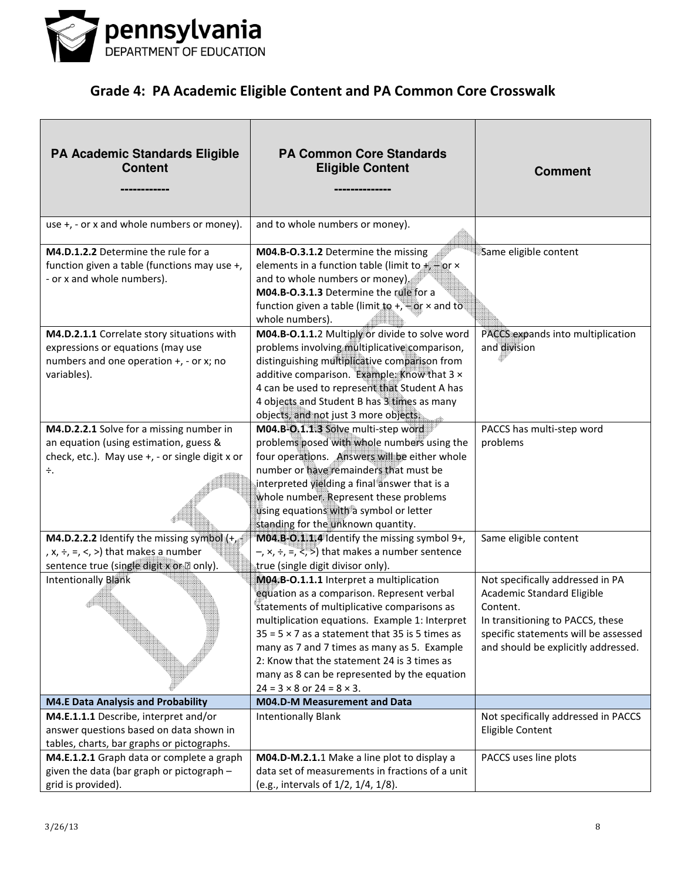## Grade 4: PA Academic Eligible Content and PA Common Core Crosswalk

| PA Academic Standards Eligible Content ------------ | PA Common Core Standards Eligible Content -------------- | Comment |
|---|---|---|
| use +, - or x and whole numbers or money). | and to whole numbers or money). | |
| **M4.D.1.2.2** Determine the rule for a function given a table (functions may use +, - or x and whole numbers). | **M04.B-O.3.1.2** Determine the missing elements in a function table (limit to +, – or × and to whole numbers or money). **M04.B-O.3.1.3** Determine the rule for a function given a table (limit to +, – or × and to whole numbers). | Same eligible content |
| **M4.D.2.1.1** Correlate story situations with expressions or equations (may use numbers and one operation +, - or x; no variables). | **M04.B-O.1.1.**2 Multiply or divide to solve word problems involving multiplicative comparison, distinguishing multiplicative comparison from additive comparison. Example: Know that 3 × 4 can be used to represent that Student A has 4 objects and Student B has 3 times as many objects, and not just 3 more objects. | PACCS expands into multiplication and division |
| **M4.D.2.2.1** Solve for a missing number in an equation (using estimation, guess & check, etc.). May use +, - or single digit x or ÷. | **M04.B-O.1.1.3** Solve multi-step word problems posed with whole numbers using the four operations. Answers will be either whole number or have remainders that must be interpreted yielding a final answer that is a whole number. Represent these problems using equations with a symbol or letter standing for the unknown quantity. | PACCS has multi-step word problems |
| **M4.D.2.2.2** Identify the missing symbol (+, -, x, ÷, =, <, >) that makes a number sentence true (single digit x or ? only). | **M04.B-O.1.1.4** Identify the missing symbol 9+, –, ×, ÷, =, <, >) that makes a number sentence true (single digit divisor only). | Same eligible content |
| Intentionally Blank | **M04.B-O.1.1.1** Interpret a multiplication equation as a comparison. Represent verbal statements of multiplicative comparisons as multiplication equations. Example 1: Interpret 35 = 5 × 7 as a statement that 35 is 5 times as many as 7 and 7 times as many as 5. Example 2: Know that the statement 24 is 3 times as many as 8 can be represented by the equation 24 = 3 × 8 or 24 = 8 × 3. | Not specifically addressed in PA Academic Standard Eligible Content. In transitioning to PACCS, these specific statements will be assessed and should be explicitly addressed. |
| **M4.E Data Analysis and Probability** | **M04.D-M Measurement and Data** | |
| **M4.E.1.1.1** Describe, interpret and/or answer questions based on data shown in tables, charts, bar graphs or pictographs. | Intentionally Blank | Not specifically addressed in PACCS Eligible Content |
| **M4.E.1.2.1** Graph data or complete a graph given the data (bar graph or pictograph – grid is provided). | **M04.D-M.2.1.**1 Make a line plot to display a data set of measurements in fractions of a unit (e.g., intervals of 1/2, 1/4, 1/8). | PACCS uses line plots |

3/26/13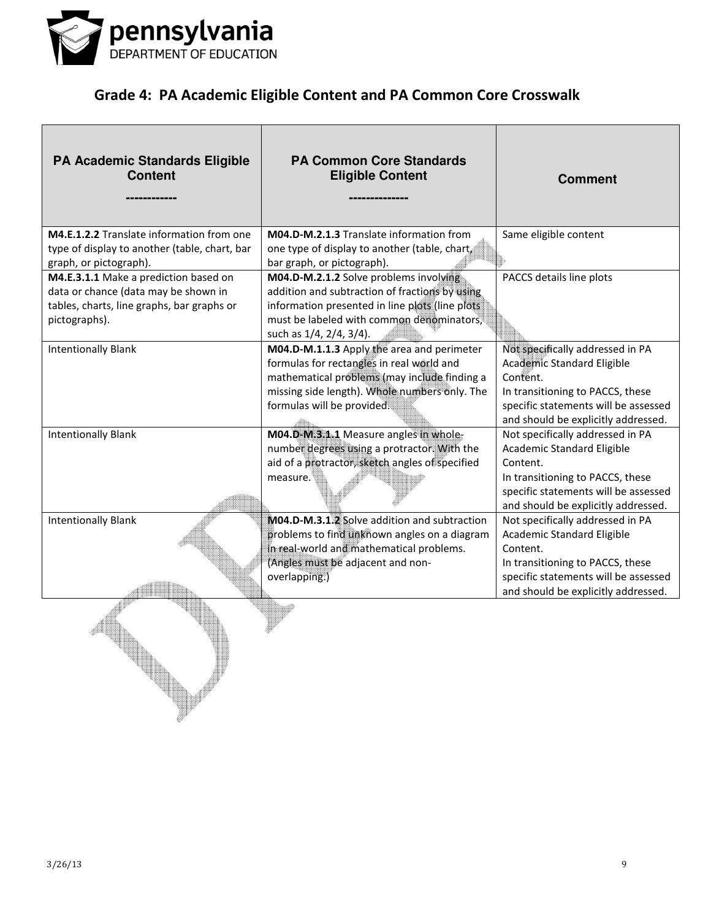## Grade 4: PA Academic Eligible Content and PA Common Core Crosswalk

| PA Academic Standards Eligible Content ------------ | PA Common Core Standards Eligible Content -------------- | Comment |
|---|---|---|
| **M4.E.1.2.2** Translate information from one type of display to another (table, chart, bar graph, or pictograph). | **M04.D-M.2.1.3** Translate information from one type of display to another (table, chart, bar graph, or pictograph). | Same eligible content |
| **M4.E.3.1.1** Make a prediction based on data or chance (data may be shown in tables, charts, line graphs, bar graphs or pictographs). | **M04.D-M.2.1.2** Solve problems involving addition and subtraction of fractions by using information presented in line plots (line plots must be labeled with common denominators, such as 1/4, 2/4, 3/4). | PACCS details line plots |
| Intentionally Blank | **M04.D-M.1.1.3** Apply the area and perimeter formulas for rectangles in real world and mathematical problems (may include finding a missing side length). Whole numbers only. The formulas will be provided. | Not specifically addressed in PA Academic Standard Eligible Content. In transitioning to PACCS, these specific statements will be assessed and should be explicitly addressed. |
| Intentionally Blank | **M04.D-M.3.1.1** Measure angles in whole-number degrees using a protractor. With the aid of a protractor, sketch angles of specified measure. | Not specifically addressed in PA Academic Standard Eligible Content. In transitioning to PACCS, these specific statements will be assessed and should be explicitly addressed. |
| Intentionally Blank | **M04.D-M.3.1.2** Solve addition and subtraction problems to find unknown angles on a diagram in real-world and mathematical problems. (Angles must be adjacent and non-overlapping.) | Not specifically addressed in PA Academic Standard Eligible Content. In transitioning to PACCS, these specific statements will be assessed and should be explicitly addressed. |

3/26/13